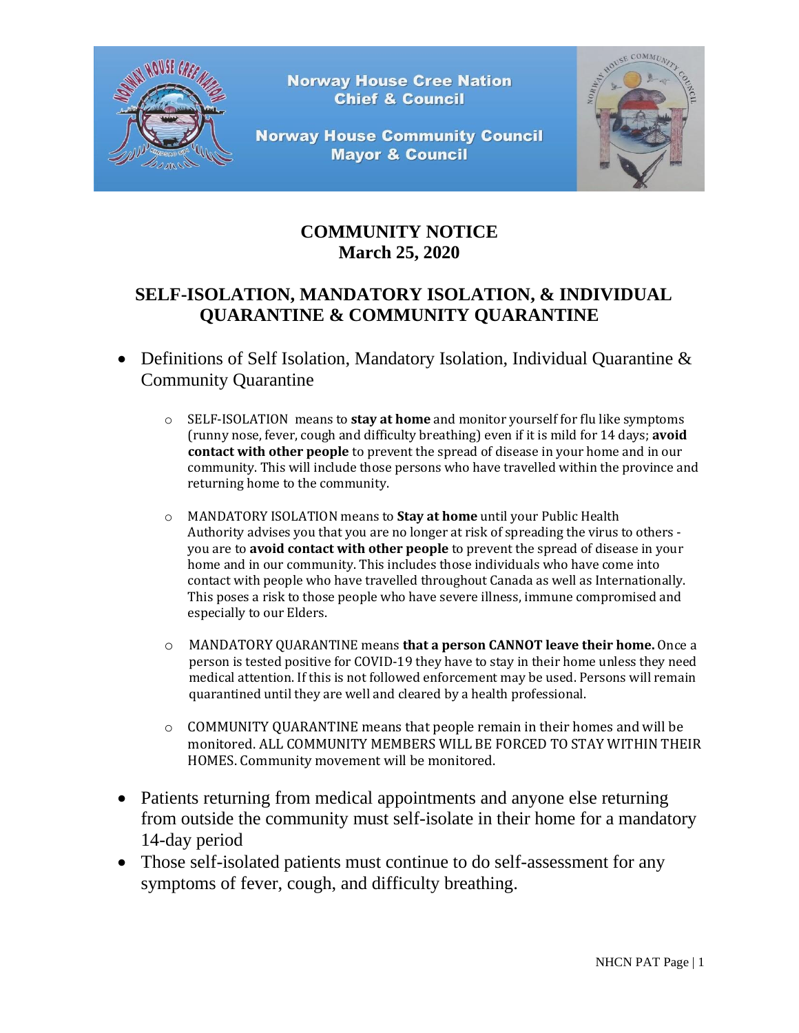Norway House Cree Nation
Chief & Council

Norway House Community Council
Mayor & Council

# COMMUNITY NOTICE
# March 25, 2020

## SELF-ISOLATION, MANDATORY ISOLATION, & INDIVIDUAL QUARANTINE & COMMUNITY QUARANTINE

- Definitions of Self Isolation, Mandatory Isolation, Individual Quarantine & Community Quarantine

    - SELF-ISOLATION means to **stay at home** and monitor yourself for flu like symptoms (runny nose, fever, cough and difficulty breathing) even if it is mild for 14 days; **avoid contact with other people** to prevent the spread of disease in your home and in our community. This will include those persons who have travelled within the province and returning home to the community.

    - MANDATORY ISOLATION means to **Stay at home** until your Public Health Authority advises you that you are no longer at risk of spreading the virus to others - you are to **avoid contact with other people** to prevent the spread of disease in your home and in our community. This includes those individuals who have come into contact with people who have travelled throughout Canada as well as Internationally. This poses a risk to those people who have severe illness, immune compromised and especially to our Elders.

    - MANDATORY QUARANTINE means **that a person CANNOT leave their home.** Once a person is tested positive for COVID-19 they have to stay in their home unless they need medical attention. If this is not followed enforcement may be used. Persons will remain quarantined until they are well and cleared by a health professional.

    - COMMUNITY QUARANTINE means that people remain in their homes and will be monitored. ALL COMMUNITY MEMBERS WILL BE FORCED TO STAY WITHIN THEIR HOMES. Community movement will be monitored.

- Patients returning from medical appointments and anyone else returning from outside the community must self-isolate in their home for a mandatory 14-day period
- Those self-isolated patients must continue to do self-assessment for any symptoms of fever, cough, and difficulty breathing.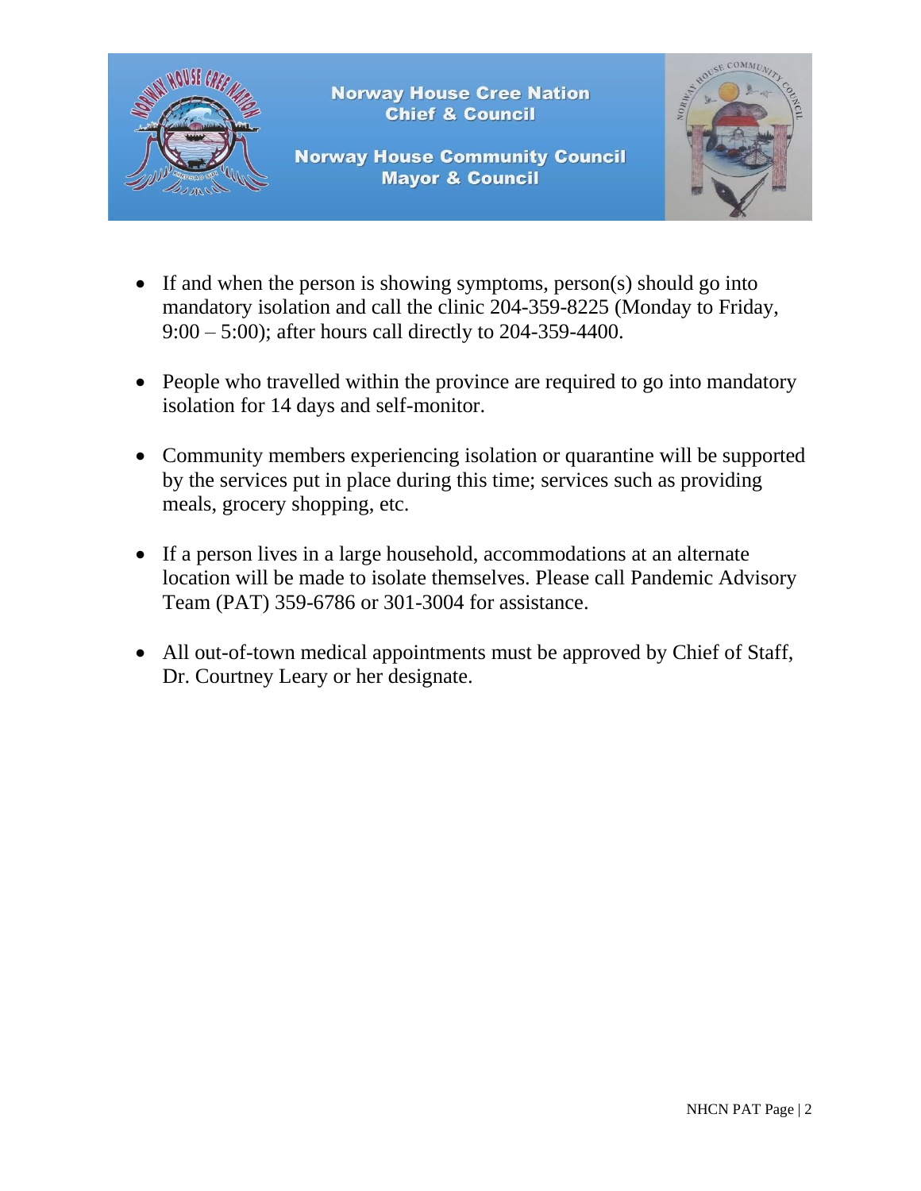**Norway House Cree Nation**
**Chief & Council**

**Norway House Community Council**
**Mayor & Council**

- If and when the person is showing symptoms, person(s) should go into mandatory isolation and call the clinic 204-359-8225 (Monday to Friday, 9:00 – 5:00); after hours call directly to 204-359-4400.
- People who travelled within the province are required to go into mandatory isolation for 14 days and self-monitor.
- Community members experiencing isolation or quarantine will be supported by the services put in place during this time; services such as providing meals, grocery shopping, etc.
- If a person lives in a large household, accommodations at an alternate location will be made to isolate themselves. Please call Pandemic Advisory Team (PAT) 359-6786 or 301-3004 for assistance.
- All out-of-town medical appointments must be approved by Chief of Staff, Dr. Courtney Leary or her designate.